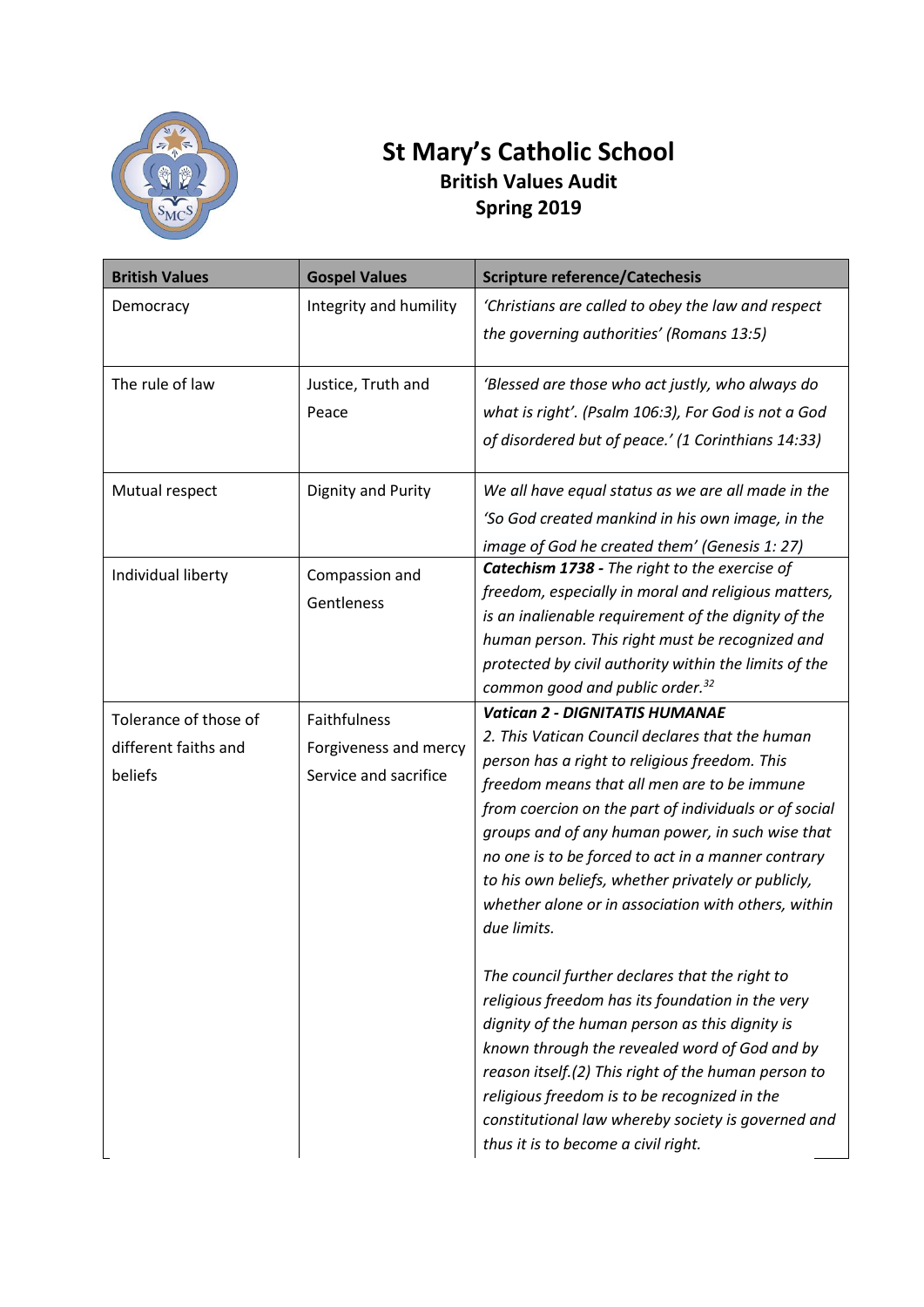# St Mary's Catholic School

## British Values Audit

## Spring 2019

| British Values | Gospel Values | Scripture reference/Catechesis |
|---|---|---|
| Democracy | Integrity and humility | *'Christians are called to obey the law and respect the governing authorities' (Romans 13:5)* |
| The rule of law | Justice, Truth and Peace | *'Blessed are those who act justly, who always do what is right'. (Psalm 106:3), For God is not a God of disordered but of peace.' (1 Corinthians 14:33)* |
| Mutual respect | Dignity and Purity | *We all have equal status as we are all made in the 'So God created mankind in his own image, in the image of God he created them' (Genesis 1: 27)* |
| Individual liberty | Compassion and Gentleness | ***Catechism 1738 -*** *The right to the exercise of freedom, especially in moral and religious matters, is an inalienable requirement of the dignity of the human person. This right must be recognized and protected by civil authority within the limits of the common good and public order.*[32] |
| Tolerance of those of different faiths and beliefs | Faithfulness<br>Forgiveness and mercy<br>Service and sacrifice | ***Vatican 2 - DIGNITATIS HUMANAE***<br>*2. This Vatican Council declares that the human person has a right to religious freedom. This freedom means that all men are to be immune from coercion on the part of individuals or of social groups and of any human power, in such wise that no one is to be forced to act in a manner contrary to his own beliefs, whether privately or publicly, whether alone or in association with others, within due limits.*<br><br>*The council further declares that the right to religious freedom has its foundation in the very dignity of the human person as this dignity is known through the revealed word of God and by reason itself.(2) This right of the human person to religious freedom is to be recognized in the constitutional law whereby society is governed and thus it is to become a civil right.* |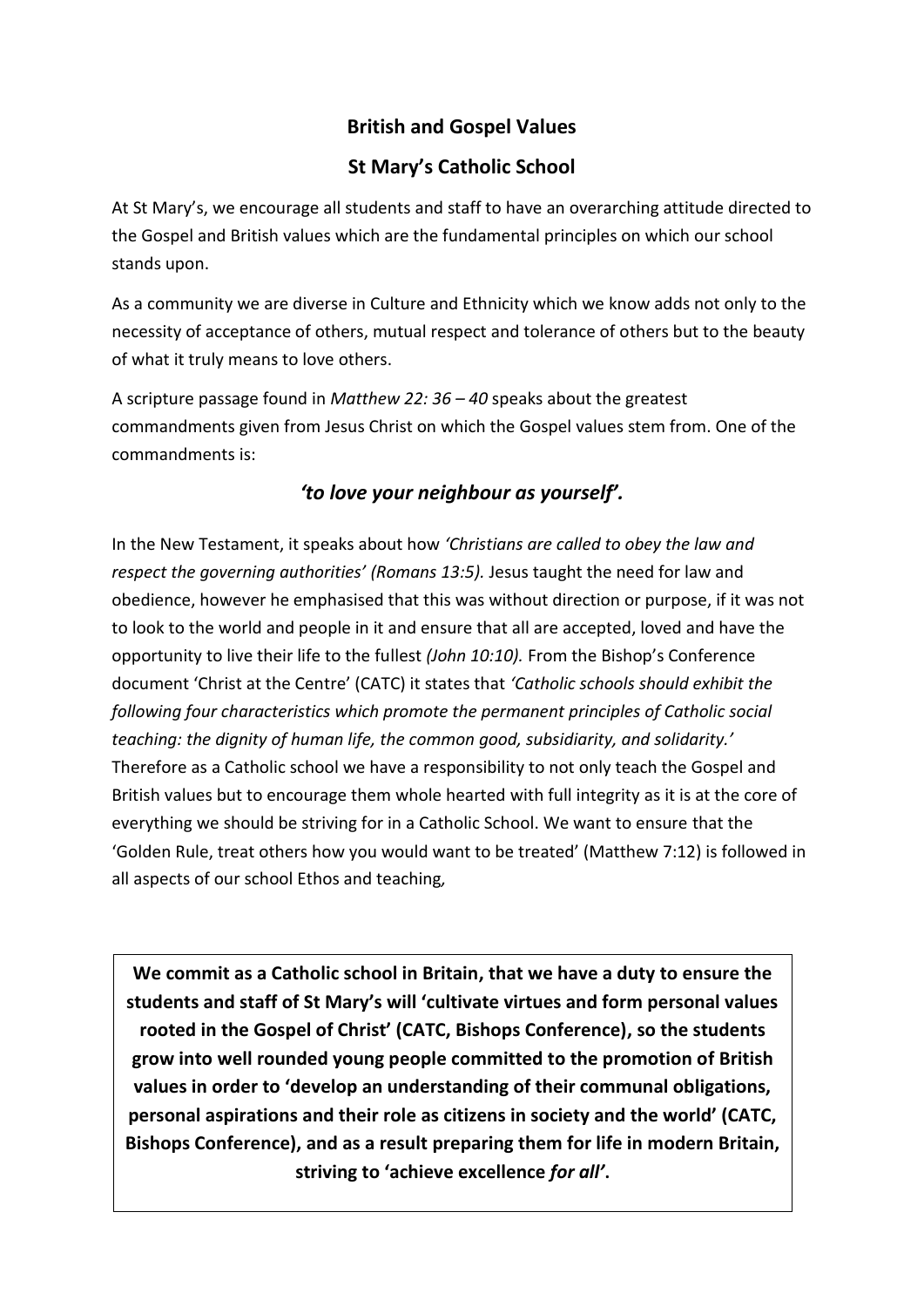## British and Gospel Values

## St Mary's Catholic School

At St Mary's, we encourage all students and staff to have an overarching attitude directed to the Gospel and British values which are the fundamental principles on which our school stands upon.

As a community we are diverse in Culture and Ethnicity which we know adds not only to the necessity of acceptance of others, mutual respect and tolerance of others but to the beauty of what it truly means to love others.

A scripture passage found in *Matthew 22: 36 – 40* speaks about the greatest commandments given from Jesus Christ on which the Gospel values stem from. One of the commandments is:

***'to love your neighbour as yourself'.***

In the New Testament, it speaks about how *'Christians are called to obey the law and respect the governing authorities' (Romans 13:5).* Jesus taught the need for law and obedience, however he emphasised that this was without direction or purpose, if it was not to look to the world and people in it and ensure that all are accepted, loved and have the opportunity to live their life to the fullest *(John 10:10).* From the Bishop's Conference document 'Christ at the Centre' (CATC) it states that *'Catholic schools should exhibit the following four characteristics which promote the permanent principles of Catholic social teaching: the dignity of human life, the common good, subsidiarity, and solidarity.'* Therefore as a Catholic school we have a responsibility to not only teach the Gospel and British values but to encourage them whole hearted with full integrity as it is at the core of everything we should be striving for in a Catholic School. We want to ensure that the 'Golden Rule, treat others how you would want to be treated' (Matthew 7:12) is followed in all aspects of our school Ethos and teaching,

**We commit as a Catholic school in Britain, that we have a duty to ensure the students and staff of St Mary's will 'cultivate virtues and form personal values rooted in the Gospel of Christ' (CATC, Bishops Conference), so the students grow into well rounded young people committed to the promotion of British values in order to 'develop an understanding of their communal obligations, personal aspirations and their role as citizens in society and the world' (CATC, Bishops Conference), and as a result preparing them for life in modern Britain, striving to 'achieve excellence *for all*'.**